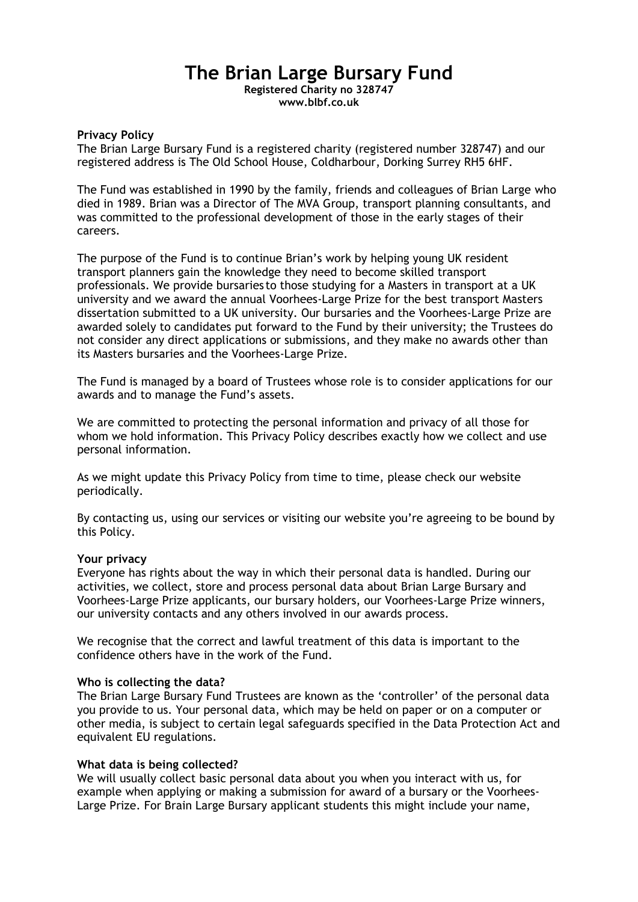# The Brian Large Bursary Fund

**Registered Charity no 328747**
**www.blbf.co.uk**

**Privacy Policy**

The Brian Large Bursary Fund is a registered charity (registered number 328747) and our registered address is The Old School House, Coldharbour, Dorking Surrey RH5 6HF.

The Fund was established in 1990 by the family, friends and colleagues of Brian Large who died in 1989. Brian was a Director of The MVA Group, transport planning consultants, and was committed to the professional development of those in the early stages of their careers.

The purpose of the Fund is to continue Brian's work by helping young UK resident transport planners gain the knowledge they need to become skilled transport professionals. We provide bursaries to those studying for a Masters in transport at a UK university and we award the annual Voorhees-Large Prize for the best transport Masters dissertation submitted to a UK university. Our bursaries and the Voorhees-Large Prize are awarded solely to candidates put forward to the Fund by their university; the Trustees do not consider any direct applications or submissions, and they make no awards other than its Masters bursaries and the Voorhees-Large Prize.

The Fund is managed by a board of Trustees whose role is to consider applications for our awards and to manage the Fund's assets.

We are committed to protecting the personal information and privacy of all those for whom we hold information. This Privacy Policy describes exactly how we collect and use personal information.

As we might update this Privacy Policy from time to time, please check our website periodically.

By contacting us, using our services or visiting our website you're agreeing to be bound by this Policy.

**Your privacy**

Everyone has rights about the way in which their personal data is handled. During our activities, we collect, store and process personal data about Brian Large Bursary and Voorhees-Large Prize applicants, our bursary holders, our Voorhees-Large Prize winners, our university contacts and any others involved in our awards process.

We recognise that the correct and lawful treatment of this data is important to the confidence others have in the work of the Fund.

**Who is collecting the data?**

The Brian Large Bursary Fund Trustees are known as the 'controller' of the personal data you provide to us. Your personal data, which may be held on paper or on a computer or other media, is subject to certain legal safeguards specified in the Data Protection Act and equivalent EU regulations.

**What data is being collected?**

We will usually collect basic personal data about you when you interact with us, for example when applying or making a submission for award of a bursary or the Voorhees-Large Prize. For Brain Large Bursary applicant students this might include your name,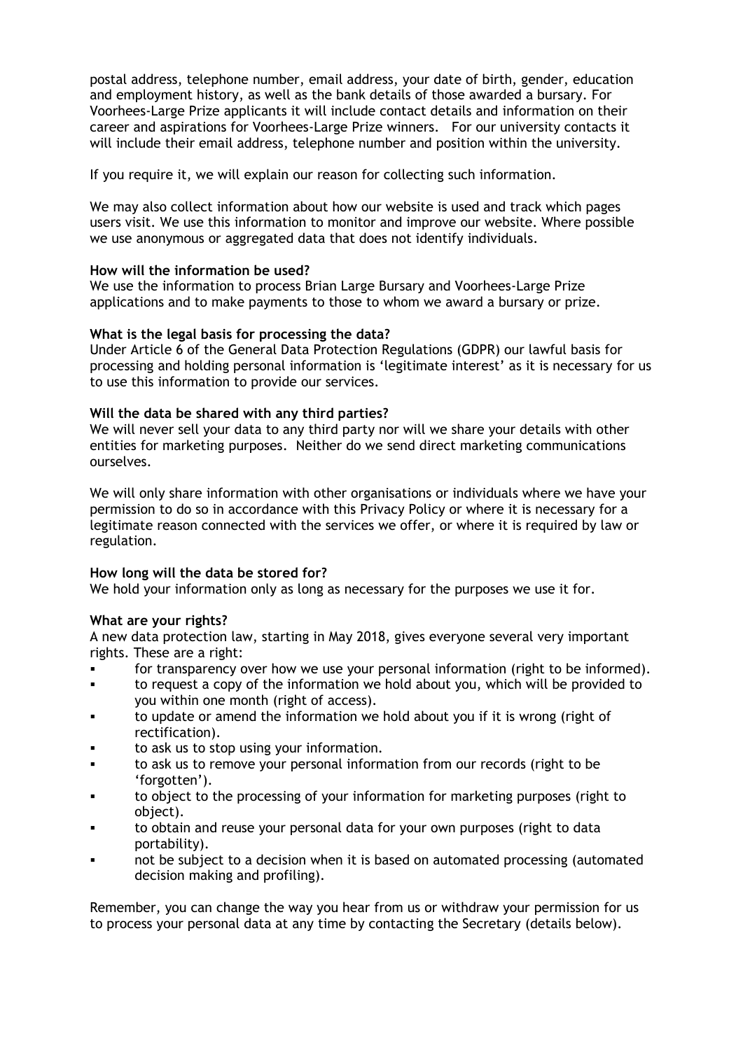postal address, telephone number, email address, your date of birth, gender, education and employment history, as well as the bank details of those awarded a bursary. For Voorhees-Large Prize applicants it will include contact details and information on their career and aspirations for Voorhees-Large Prize winners. For our university contacts it will include their email address, telephone number and position within the university.

If you require it, we will explain our reason for collecting such information.

We may also collect information about how our website is used and track which pages users visit. We use this information to monitor and improve our website. Where possible we use anonymous or aggregated data that does not identify individuals.

**How will the information be used?**
We use the information to process Brian Large Bursary and Voorhees-Large Prize applications and to make payments to those to whom we award a bursary or prize.

**What is the legal basis for processing the data?**
Under Article 6 of the General Data Protection Regulations (GDPR) our lawful basis for processing and holding personal information is 'legitimate interest' as it is necessary for us to use this information to provide our services.

**Will the data be shared with any third parties?**
We will never sell your data to any third party nor will we share your details with other entities for marketing purposes. Neither do we send direct marketing communications ourselves.

We will only share information with other organisations or individuals where we have your permission to do so in accordance with this Privacy Policy or where it is necessary for a legitimate reason connected with the services we offer, or where it is required by law or regulation.

**How long will the data be stored for?**
We hold your information only as long as necessary for the purposes we use it for.

**What are your rights?**
A new data protection law, starting in May 2018, gives everyone several very important rights. These are a right:

- for transparency over how we use your personal information (right to be informed).
- to request a copy of the information we hold about you, which will be provided to you within one month (right of access).
- to update or amend the information we hold about you if it is wrong (right of rectification).
- to ask us to stop using your information.
- to ask us to remove your personal information from our records (right to be 'forgotten').
- to object to the processing of your information for marketing purposes (right to object).
- to obtain and reuse your personal data for your own purposes (right to data portability).
- not be subject to a decision when it is based on automated processing (automated decision making and profiling).

Remember, you can change the way you hear from us or withdraw your permission for us to process your personal data at any time by contacting the Secretary (details below).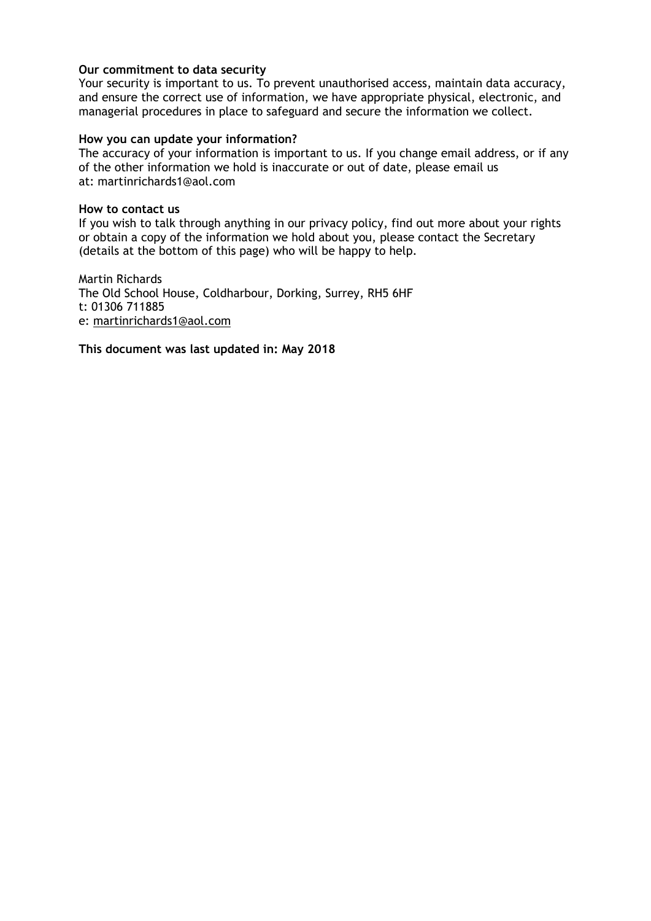**Our commitment to data security**

Your security is important to us. To prevent unauthorised access, maintain data accuracy, and ensure the correct use of information, we have appropriate physical, electronic, and managerial procedures in place to safeguard and secure the information we collect.

**How you can update your information?**

The accuracy of your information is important to us. If you change email address, or if any of the other information we hold is inaccurate or out of date, please email us at: martinrichards1@aol.com

**How to contact us**

If you wish to talk through anything in our privacy policy, find out more about your rights or obtain a copy of the information we hold about you, please contact the Secretary (details at the bottom of this page) who will be happy to help.

Martin Richards  
The Old School House, Coldharbour, Dorking, Surrey, RH5 6HF  
t: 01306 711885  
e: martinrichards1@aol.com

**This document was last updated in: May 2018**